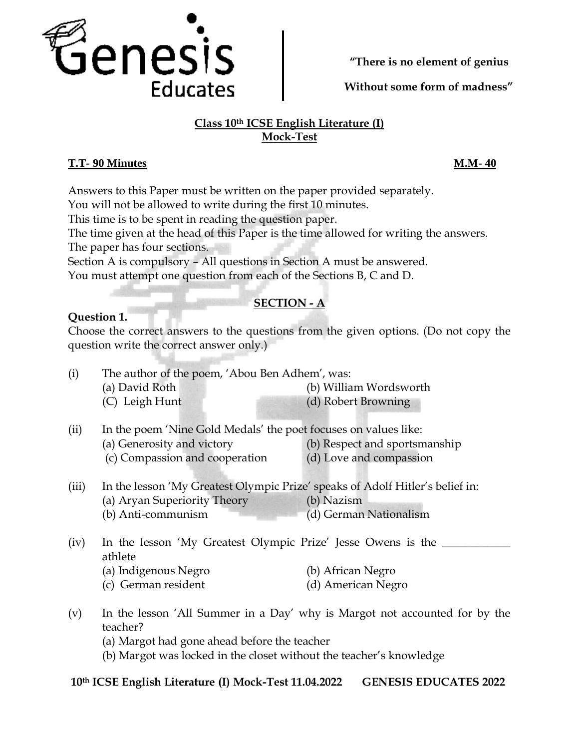Genesis Educates

**"There is no element of genius**

**Without some form of madness"**

## Class 10th ICSE English Literature (I)
## Mock-Test

**T.T- 90 Minutes** **M.M- 40**

Answers to this Paper must be written on the paper provided separately.
You will not be allowed to write during the first 10 minutes.
This time is to be spent in reading the question paper.
The time given at the head of this Paper is the time allowed for writing the answers.
The paper has four sections.
Section A is compulsory – All questions in Section A must be answered.
You must attempt one question from each of the Sections B, C and D.

### SECTION - A

**Question 1.**

Choose the correct answers to the questions from the given options. (Do not copy the question write the correct answer only.)

(i) The author of the poem, 'Abou Ben Adhem', was:
(a) David Roth (b) William Wordsworth
(C) Leigh Hunt (d) Robert Browning

(ii) In the poem 'Nine Gold Medals' the poet focuses on values like:
(a) Generosity and victory (b) Respect and sportsmanship
(c) Compassion and cooperation (d) Love and compassion

(iii) In the lesson 'My Greatest Olympic Prize' speaks of Adolf Hitler's belief in:
(a) Aryan Superiority Theory (b) Nazism
(b) Anti-communism (d) German Nationalism

(iv) In the lesson 'My Greatest Olympic Prize' Jesse Owens is the ____________ athlete
(a) Indigenous Negro (b) African Negro
(c) German resident (d) American Negro

(v) In the lesson 'All Summer in a Day' why is Margot not accounted for by the teacher?
(a) Margot had gone ahead before the teacher
(b) Margot was locked in the closet without the teacher's knowledge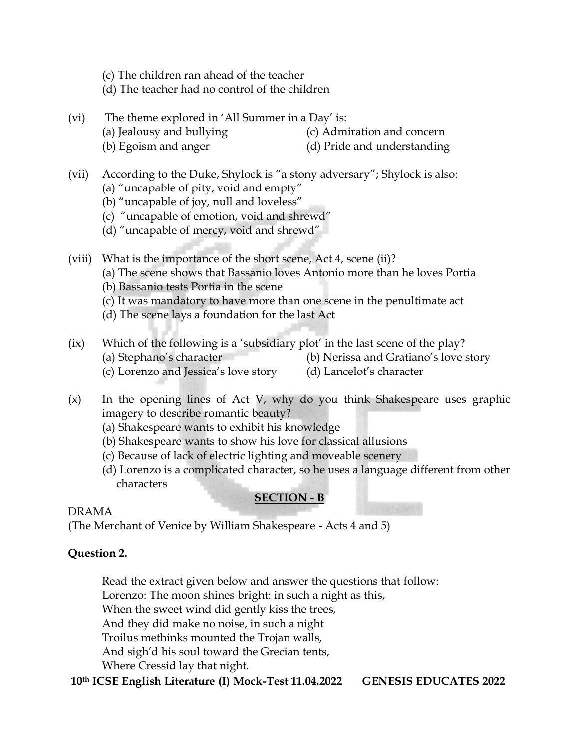(c) The children ran ahead of the teacher
(d) The teacher had no control of the children

(vi) The theme explored in 'All Summer in a Day' is:
(a) Jealousy and bullying
(b) Egoism and anger
(c) Admiration and concern
(d) Pride and understanding

(vii) According to the Duke, Shylock is "a stony adversary"; Shylock is also:
(a) "uncapable of pity, void and empty"
(b) "uncapable of joy, null and loveless"
(c) "uncapable of emotion, void and shrewd"
(d) "uncapable of mercy, void and shrewd"

(viii) What is the importance of the short scene, Act 4, scene (ii)?
(a) The scene shows that Bassanio loves Antonio more than he loves Portia
(b) Bassanio tests Portia in the scene
(c) It was mandatory to have more than one scene in the penultimate act
(d) The scene lays a foundation for the last Act

(ix) Which of the following is a 'subsidiary plot' in the last scene of the play?
(a) Stephano's character
(b) Nerissa and Gratiano's love story
(c) Lorenzo and Jessica's love story
(d) Lancelot's character

(x) In the opening lines of Act V, why do you think Shakespeare uses graphic imagery to describe romantic beauty?
(a) Shakespeare wants to exhibit his knowledge
(b) Shakespeare wants to show his love for classical allusions
(c) Because of lack of electric lighting and moveable scenery
(d) Lorenzo is a complicated character, so he uses a language different from other characters

## SECTION - B

DRAMA
(The Merchant of Venice by William Shakespeare - Acts 4 and 5)

**Question 2.**

Read the extract given below and answer the questions that follow:
Lorenzo: The moon shines bright: in such a night as this,
When the sweet wind did gently kiss the trees,
And they did make no noise, in such a night
Troilus methinks mounted the Trojan walls,
And sigh'd his soul toward the Grecian tents,
Where Cressid lay that night.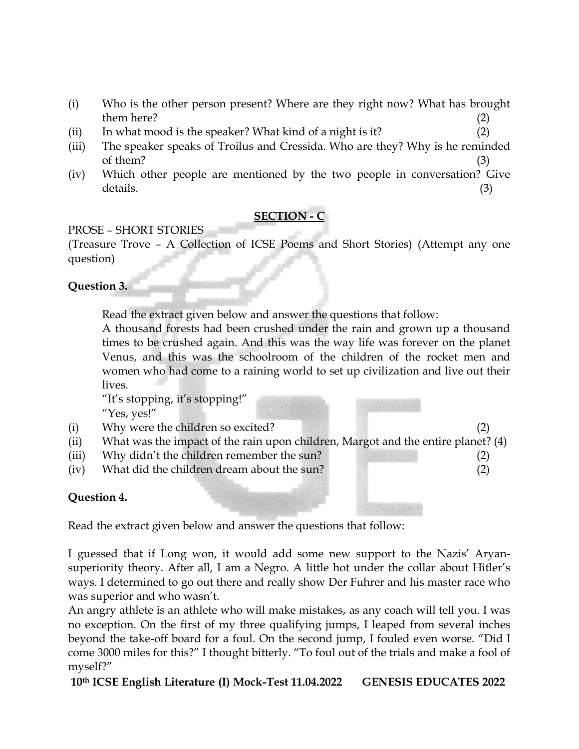(i) Who is the other person present? Where are they right now? What has brought them here? (2)

(ii) In what mood is the speaker? What kind of a night is it? (2)

(iii) The speaker speaks of Troilus and Cressida. Who are they? Why is he reminded of them? (3)

(iv) Which other people are mentioned by the two people in conversation? Give details. (3)

## SECTION - C

PROSE – SHORT STORIES

(Treasure Trove – A Collection of ICSE Poems and Short Stories) (Attempt any one question)

**Question 3.**

Read the extract given below and answer the questions that follow:

A thousand forests had been crushed under the rain and grown up a thousand times to be crushed again. And this was the way life was forever on the planet Venus, and this was the schoolroom of the children of the rocket men and women who had come to a raining world to set up civilization and live out their lives.

"It's stopping, it's stopping!"

"Yes, yes!"

(i) Why were the children so excited? (2)

(ii) What was the impact of the rain upon children, Margot and the entire planet? (4)

(iii) Why didn't the children remember the sun? (2)

(iv) What did the children dream about the sun? (2)

**Question 4.**

Read the extract given below and answer the questions that follow:

I guessed that if Long won, it would add some new support to the Nazis' Aryan-superiority theory. After all, I am a Negro. A little hot under the collar about Hitler's ways. I determined to go out there and really show Der Fuhrer and his master race who was superior and who wasn't.

An angry athlete is an athlete who will make mistakes, as any coach will tell you. I was no exception. On the first of my three qualifying jumps, I leaped from several inches beyond the take-off board for a foul. On the second jump, I fouled even worse. "Did I come 3000 miles for this?" I thought bitterly. "To foul out of the trials and make a fool of myself?"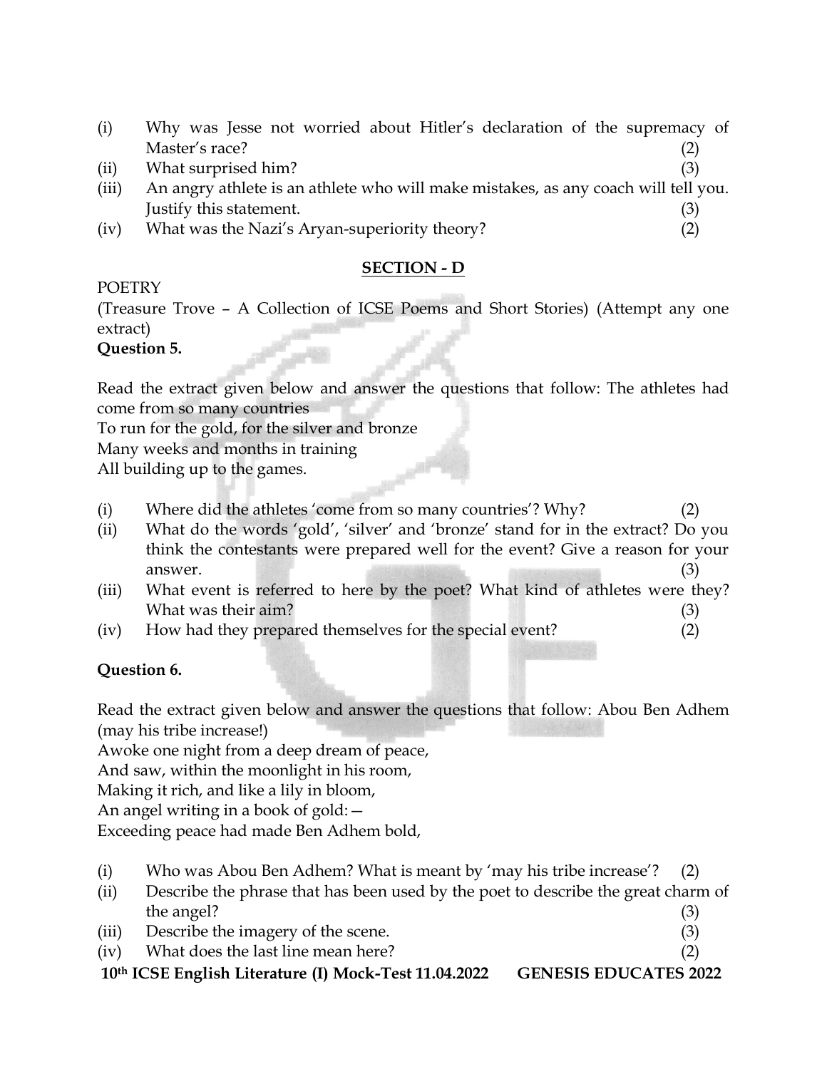(i) Why was Jesse not worried about Hitler's declaration of the supremacy of Master's race? (2)

(ii) What surprised him? (3)

(iii) An angry athlete is an athlete who will make mistakes, as any coach will tell you. Justify this statement. (3)

(iv) What was the Nazi's Aryan-superiority theory? (2)

## SECTION - D

POETRY

(Treasure Trove – A Collection of ICSE Poems and Short Stories) (Attempt any one extract)

**Question 5.**

Read the extract given below and answer the questions that follow: The athletes had come from so many countries

To run for the gold, for the silver and bronze

Many weeks and months in training

All building up to the games.

(i) Where did the athletes 'come from so many countries'? Why? (2)

(ii) What do the words 'gold', 'silver' and 'bronze' stand for in the extract? Do you think the contestants were prepared well for the event? Give a reason for your answer. (3)

(iii) What event is referred to here by the poet? What kind of athletes were they? What was their aim? (3)

(iv) How had they prepared themselves for the special event? (2)

**Question 6.**

Read the extract given below and answer the questions that follow: Abou Ben Adhem (may his tribe increase!)

Awoke one night from a deep dream of peace,

And saw, within the moonlight in his room,

Making it rich, and like a lily in bloom,

An angel writing in a book of gold:—

Exceeding peace had made Ben Adhem bold,

(i) Who was Abou Ben Adhem? What is meant by 'may his tribe increase'? (2)

(ii) Describe the phrase that has been used by the poet to describe the great charm of the angel? (3)

(iii) Describe the imagery of the scene. (3)

(iv) What does the last line mean here? (2)